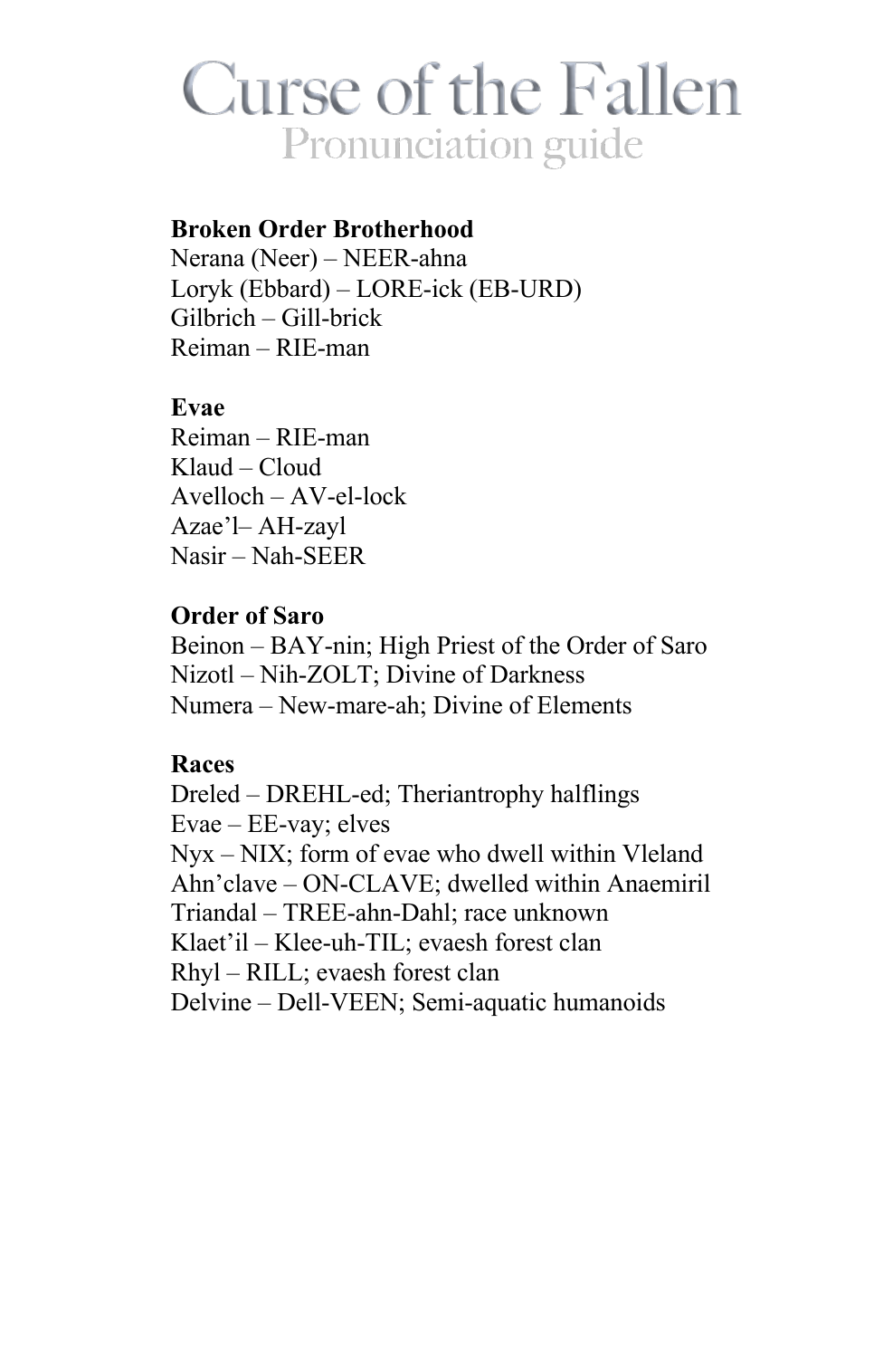# Curse of the Fallen

## Pronunciation guide

**Broken Order Brotherhood**
Nerana (Neer) – NEER-ahna
Loryk (Ebbard) – LORE-ick (EB-URD)
Gilbrich – Gill-brick
Reiman – RIE-man

**Evae**
Reiman – RIE-man
Klaud – Cloud
Avelloch – AV-el-lock
Azae'l– AH-zayl
Nasir – Nah-SEER

**Order of Saro**
Beinon – BAY-nin; High Priest of the Order of Saro
Nizotl – Nih-ZOLT; Divine of Darkness
Numera – New-mare-ah; Divine of Elements

**Races**
Dreled – DREHL-ed; Theriantrophy halflings
Evae – EE-vay; elves
Nyx – NIX; form of evae who dwell within Vleland
Ahn'clave – ON-CLAVE; dwelled within Anaemiril
Triandal – TREE-ahn-Dahl; race unknown
Klaet'il – Klee-uh-TIL; evaesh forest clan
Rhyl – RILL; evaesh forest clan
Delvine – Dell-VEEN; Semi-aquatic humanoids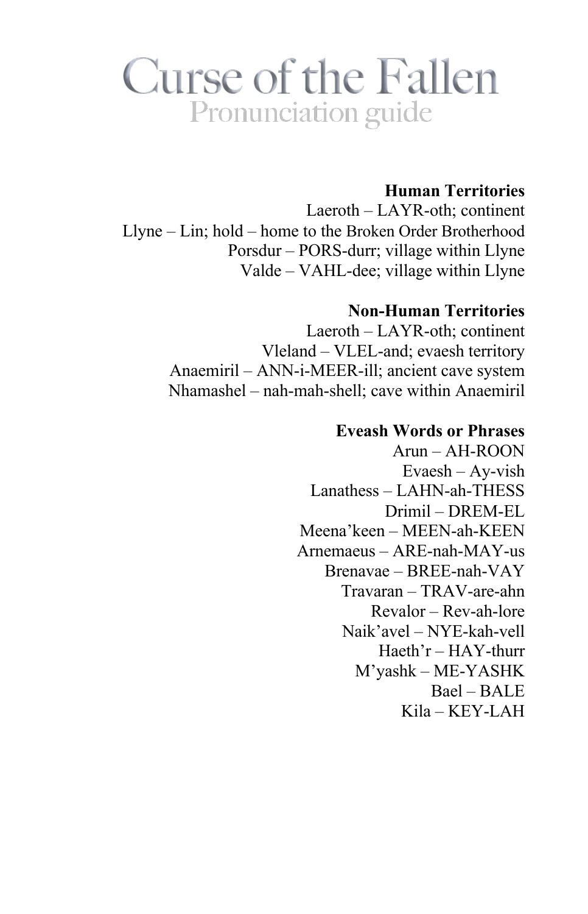# Curse of the Fallen

## Pronunciation guide

**Human Territories**

Laeroth – LAYR-oth; continent
Llyne – Lin; hold – home to the Broken Order Brotherhood
Porsdur – PORS-durr; village within Llyne
Valde – VAHL-dee; village within Llyne

**Non-Human Territories**

Laeroth – LAYR-oth; continent
Vleland – VLEL-and; evaesh territory
Anaemiril – ANN-i-MEER-ill; ancient cave system
Nhamashel – nah-mah-shell; cave within Anaemiril

**Eveash Words or Phrases**

Arun – AH-ROON
Evaesh – Ay-vish
Lanathess – LAHN-ah-THESS
Drimil – DREM-EL
Meena'keen – MEEN-ah-KEEN
Arnemaeus – ARE-nah-MAY-us
Brenavae – BREE-nah-VAY
Travaran – TRAV-are-ahn
Revalor – Rev-ah-lore
Naik'avel – NYE-kah-vell
Haeth'r – HAY-thurr
M'yashk – ME-YASHK
Bael – BALE
Kila – KEY-LAH